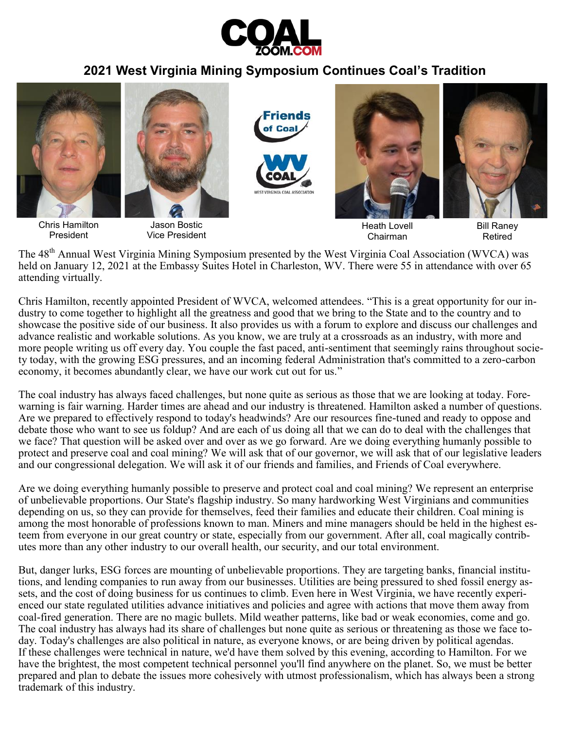# 2021 West Virginia Mining Symposium Continues Coal's Tradition

Chris Hamilton
President

Jason Bostic
Vice President

Heath Lovell
Chairman

Bill Raney
Retired

The 48th Annual West Virginia Mining Symposium presented by the West Virginia Coal Association (WVCA) was held on January 12, 2021 at the Embassy Suites Hotel in Charleston, WV. There were 55 in attendance with over 65 attending virtually.

Chris Hamilton, recently appointed President of WVCA, welcomed attendees. "This is a great opportunity for our industry to come together to highlight all the greatness and good that we bring to the State and to the country and to showcase the positive side of our business. It also provides us with a forum to explore and discuss our challenges and advance realistic and workable solutions. As you know, we are truly at a crossroads as an industry, with more and more people writing us off every day. You couple the fast paced, anti-sentiment that seemingly rains throughout society today, with the growing ESG pressures, and an incoming federal Administration that's committed to a zero-carbon economy, it becomes abundantly clear, we have our work cut out for us."

The coal industry has always faced challenges, but none quite as serious as those that we are looking at today. Forewarning is fair warning. Harder times are ahead and our industry is threatened. Hamilton asked a number of questions. Are we prepared to effectively respond to today's headwinds? Are our resources fine-tuned and ready to oppose and debate those who want to see us foldup? And are each of us doing all that we can do to deal with the challenges that we face? That question will be asked over and over as we go forward. Are we doing everything humanly possible to protect and preserve coal and coal mining? We will ask that of our governor, we will ask that of our legislative leaders and our congressional delegation. We will ask it of our friends and families, and Friends of Coal everywhere.

Are we doing everything humanly possible to preserve and protect coal and coal mining? We represent an enterprise of unbelievable proportions. Our State's flagship industry. So many hardworking West Virginians and communities depending on us, so they can provide for themselves, feed their families and educate their children. Coal mining is among the most honorable of professions known to man. Miners and mine managers should be held in the highest esteem from everyone in our great country or state, especially from our government. After all, coal magically contributes more than any other industry to our overall health, our security, and our total environment.

But, danger lurks, ESG forces are mounting of unbelievable proportions. They are targeting banks, financial institutions, and lending companies to run away from our businesses. Utilities are being pressured to shed fossil energy assets, and the cost of doing business for us continues to climb. Even here in West Virginia, we have recently experienced our state regulated utilities advance initiatives and policies and agree with actions that move them away from coal-fired generation. There are no magic bullets. Mild weather patterns, like bad or weak economies, come and go. The coal industry has always had its share of challenges but none quite as serious or threatening as those we face today. Today's challenges are also political in nature, as everyone knows, or are being driven by political agendas. If these challenges were technical in nature, we'd have them solved by this evening, according to Hamilton. For we have the brightest, the most competent technical personnel you'll find anywhere on the planet. So, we must be better prepared and plan to debate the issues more cohesively with utmost professionalism, which has always been a strong trademark of this industry.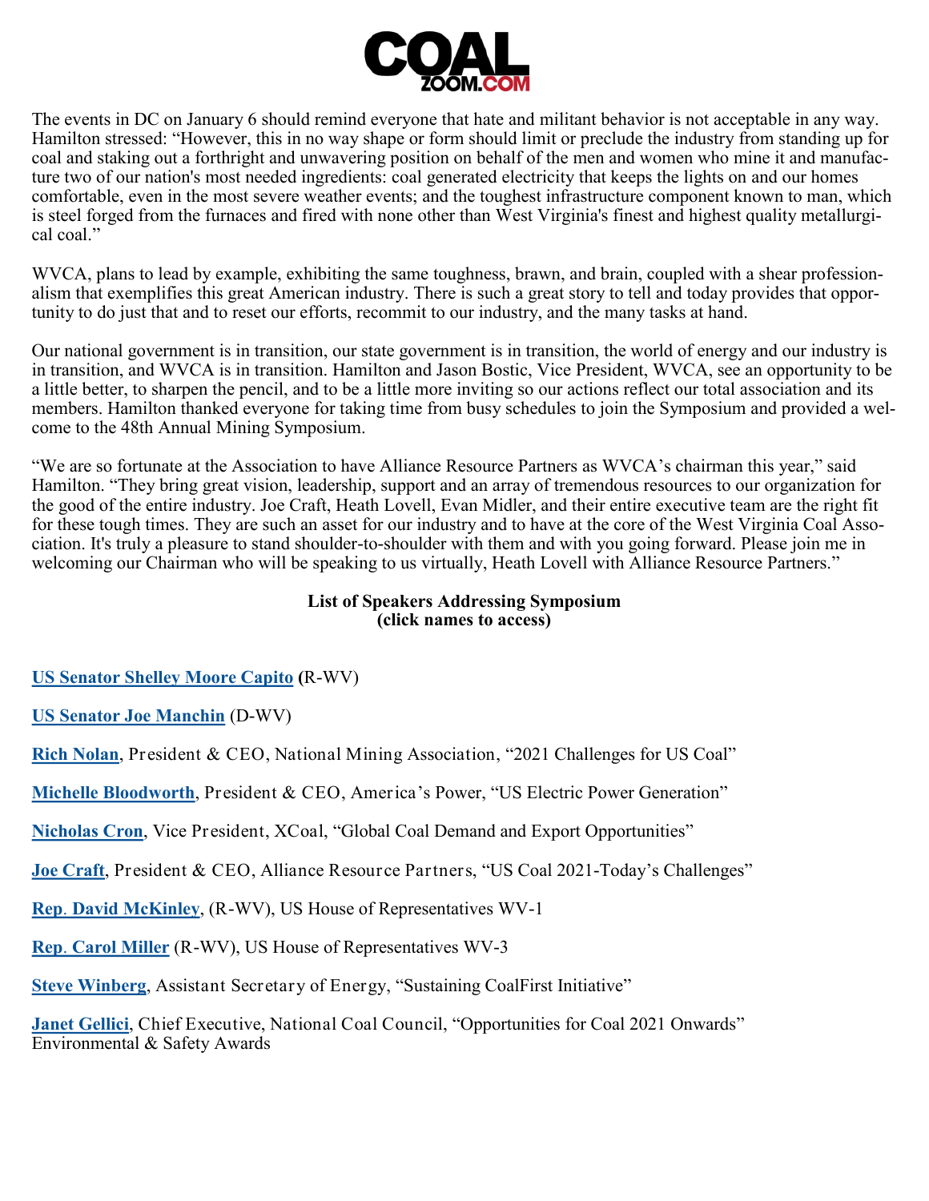The events in DC on January 6 should remind everyone that hate and militant behavior is not acceptable in any way. Hamilton stressed: "However, this in no way shape or form should limit or preclude the industry from standing up for coal and staking out a forthright and unwavering position on behalf of the men and women who mine it and manufacture two of our nation's most needed ingredients: coal generated electricity that keeps the lights on and our homes comfortable, even in the most severe weather events; and the toughest infrastructure component known to man, which is steel forged from the furnaces and fired with none other than West Virginia's finest and highest quality metallurgical coal."

WVCA, plans to lead by example, exhibiting the same toughness, brawn, and brain, coupled with a shear professionalism that exemplifies this great American industry. There is such a great story to tell and today provides that opportunity to do just that and to reset our efforts, recommit to our industry, and the many tasks at hand.

Our national government is in transition, our state government is in transition, the world of energy and our industry is in transition, and WVCA is in transition. Hamilton and Jason Bostic, Vice President, WVCA, see an opportunity to be a little better, to sharpen the pencil, and to be a little more inviting so our actions reflect our total association and its members. Hamilton thanked everyone for taking time from busy schedules to join the Symposium and provided a welcome to the 48th Annual Mining Symposium.

"We are so fortunate at the Association to have Alliance Resource Partners as WVCA's chairman this year," said Hamilton. "They bring great vision, leadership, support and an array of tremendous resources to our organization for the good of the entire industry. Joe Craft, Heath Lovell, Evan Midler, and their entire executive team are the right fit for these tough times. They are such an asset for our industry and to have at the core of the West Virginia Coal Association. It's truly a pleasure to stand shoulder-to-shoulder with them and with you going forward. Please join me in welcoming our Chairman who will be speaking to us virtually, Heath Lovell with Alliance Resource Partners."

**List of Speakers Addressing Symposium**
**(click names to access)**

**US Senator Shelley Moore Capito** (R-WV)

**US Senator Joe Manchin** (D-WV)

**Rich Nolan**, President & CEO, National Mining Association, "2021 Challenges for US Coal"

**Michelle Bloodworth**, President & CEO, America's Power, "US Electric Power Generation"

**Nicholas Cron**, Vice President, XCoal, "Global Coal Demand and Export Opportunities"

**Joe Craft**, President & CEO, Alliance Resource Partners, "US Coal 2021-Today's Challenges"

**Rep. David McKinley**, (R-WV), US House of Representatives WV-1

**Rep. Carol Miller** (R-WV), US House of Representatives WV-3

**Steve Winberg**, Assistant Secretary of Energy, "Sustaining CoalFirst Initiative"

**Janet Gellici**, Chief Executive, National Coal Council, "Opportunities for Coal 2021 Onwards"
Environmental & Safety Awards